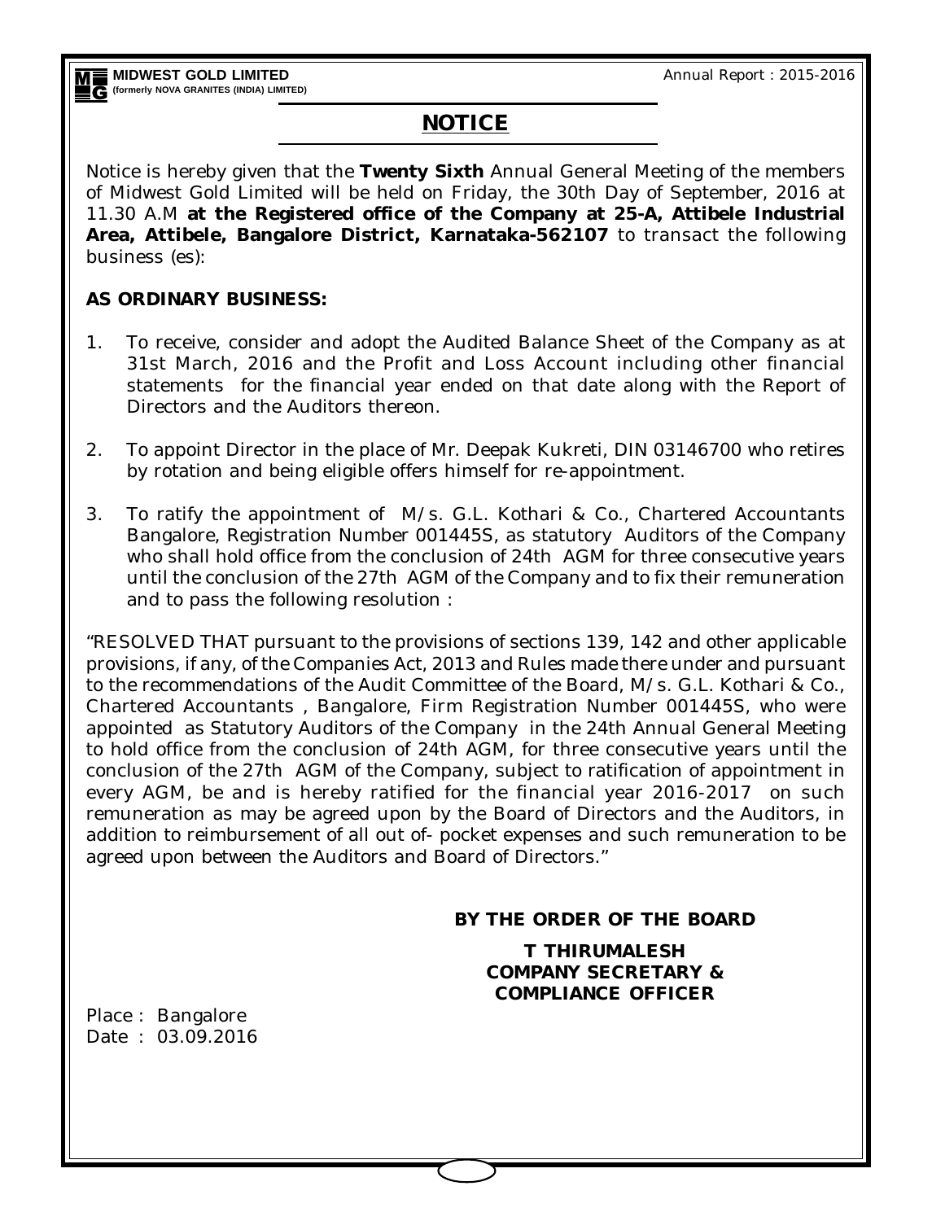# NOTICE

Notice is hereby given that the **Twenty Sixth** Annual General Meeting of the members of Midwest Gold Limited will be held on Friday, the 30th Day of September, 2016 at 11.30 A.M **at the Registered office of the Company at 25-A, Attibele Industrial Area, Attibele, Bangalore District, Karnataka-562107** to transact the following business (es):

**AS ORDINARY BUSINESS:**

1. To receive, consider and adopt the Audited Balance Sheet of the Company as at 31st March, 2016 and the Profit and Loss Account including other financial statements for the financial year ended on that date along with the Report of Directors and the Auditors thereon.

2. To appoint Director in the place of Mr. Deepak Kukreti, DIN 03146700 who retires by rotation and being eligible offers himself for re-appointment.

3. To ratify the appointment of M/s. G.L. Kothari & Co., Chartered Accountants Bangalore, Registration Number 001445S, as statutory Auditors of the Company who shall hold office from the conclusion of 24th AGM for three consecutive years until the conclusion of the 27th AGM of the Company and to fix their remuneration and to pass the following resolution :

"RESOLVED THAT pursuant to the provisions of sections 139, 142 and other applicable provisions, if any, of the Companies Act, 2013 and Rules made there under and pursuant to the recommendations of the Audit Committee of the Board, M/s. G.L. Kothari & Co., Chartered Accountants , Bangalore, Firm Registration Number 001445S, who were appointed as Statutory Auditors of the Company in the 24th Annual General Meeting to hold office from the conclusion of 24th AGM, for three consecutive years until the conclusion of the 27th AGM of the Company, subject to ratification of appointment in every AGM, be and is hereby ratified for the financial year 2016-2017 on such remuneration as may be agreed upon by the Board of Directors and the Auditors, in addition to reimbursement of all out of- pocket expenses and such remuneration to be agreed upon between the Auditors and Board of Directors."

**BY THE ORDER OF THE BOARD**

**T THIRUMALESH**
**COMPANY SECRETARY &**
**COMPLIANCE OFFICER**

Place : Bangalore
Date : 03.09.2016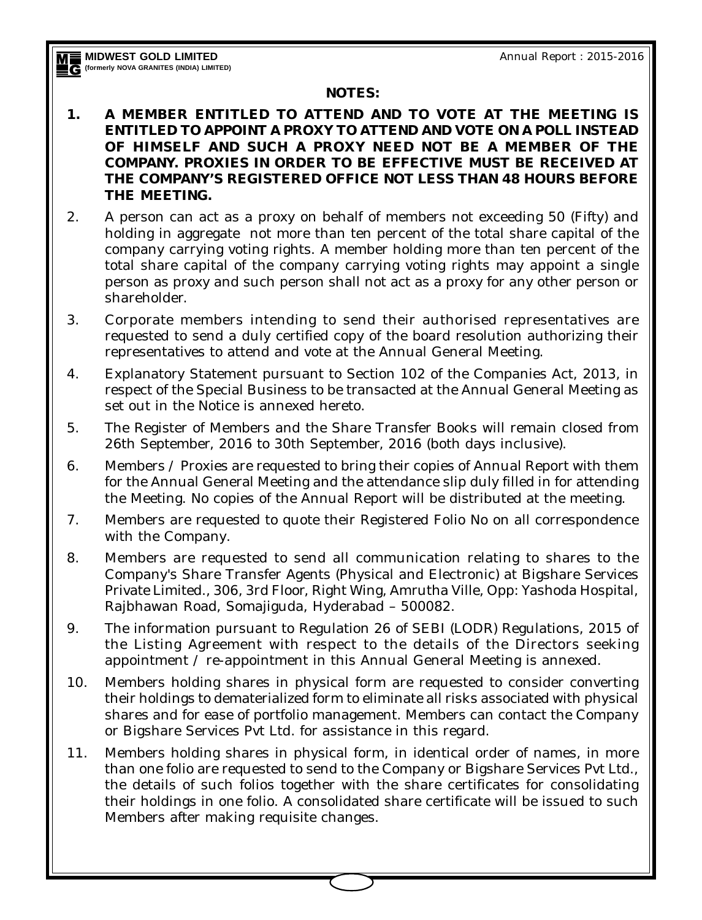## NOTES:

1. **A MEMBER ENTITLED TO ATTEND AND TO VOTE AT THE MEETING IS ENTITLED TO APPOINT A PROXY TO ATTEND AND VOTE ON A POLL INSTEAD OF HIMSELF AND SUCH A PROXY NEED NOT BE A MEMBER OF THE COMPANY. PROXIES IN ORDER TO BE EFFECTIVE MUST BE RECEIVED AT THE COMPANY'S REGISTERED OFFICE NOT LESS THAN 48 HOURS BEFORE THE MEETING.**

2. A person can act as a proxy on behalf of members not exceeding 50 (Fifty) and holding in aggregate not more than ten percent of the total share capital of the company carrying voting rights. A member holding more than ten percent of the total share capital of the company carrying voting rights may appoint a single person as proxy and such person shall not act as a proxy for any other person or shareholder.

3. Corporate members intending to send their authorised representatives are requested to send a duly certified copy of the board resolution authorizing their representatives to attend and vote at the Annual General Meeting.

4. Explanatory Statement pursuant to Section 102 of the Companies Act, 2013, in respect of the Special Business to be transacted at the Annual General Meeting as set out in the Notice is annexed hereto.

5. The Register of Members and the Share Transfer Books will remain closed from 26th September, 2016 to 30th September, 2016 (both days inclusive).

6. Members / Proxies are requested to bring their copies of Annual Report with them for the Annual General Meeting and the attendance slip duly filled in for attending the Meeting. No copies of the Annual Report will be distributed at the meeting.

7. Members are requested to quote their Registered Folio No on all correspondence with the Company.

8. Members are requested to send all communication relating to shares to the Company's Share Transfer Agents (Physical and Electronic) at Bigshare Services Private Limited., 306, 3rd Floor, Right Wing, Amrutha Ville, Opp: Yashoda Hospital, Rajbhawan Road, Somajiguda, Hyderabad – 500082.

9. The information pursuant to Regulation 26 of SEBI (LODR) Regulations, 2015 of the Listing Agreement with respect to the details of the Directors seeking appointment / re-appointment in this Annual General Meeting is annexed.

10. Members holding shares in physical form are requested to consider converting their holdings to dematerialized form to eliminate all risks associated with physical shares and for ease of portfolio management. Members can contact the Company or Bigshare Services Pvt Ltd. for assistance in this regard.

11. Members holding shares in physical form, in identical order of names, in more than one folio are requested to send to the Company or Bigshare Services Pvt Ltd., the details of such folios together with the share certificates for consolidating their holdings in one folio. A consolidated share certificate will be issued to such Members after making requisite changes.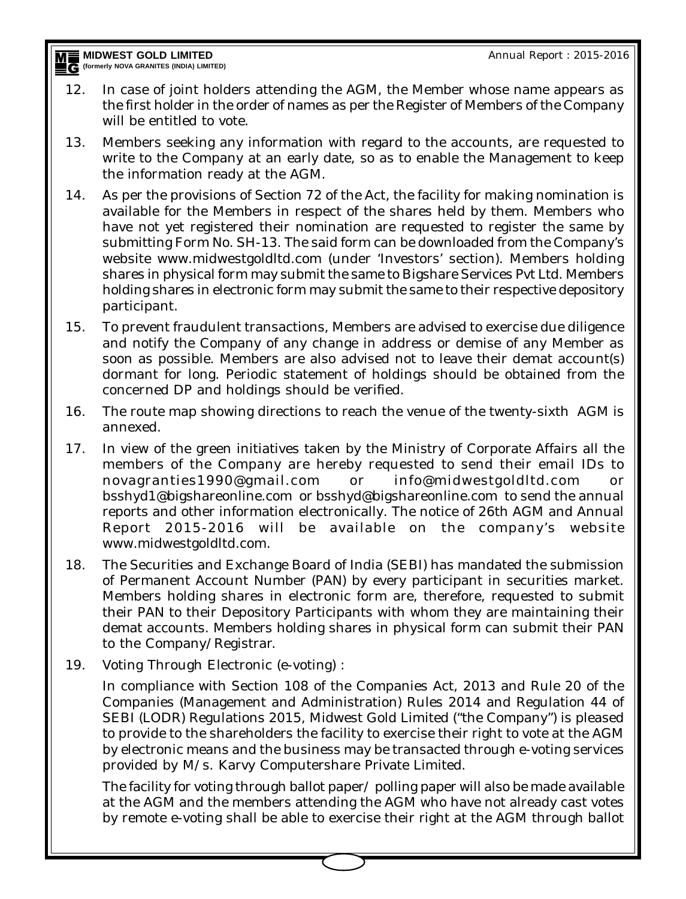12. In case of joint holders attending the AGM, the Member whose name appears as the first holder in the order of names as per the Register of Members of the Company will be entitled to vote.

13. Members seeking any information with regard to the accounts, are requested to write to the Company at an early date, so as to enable the Management to keep the information ready at the AGM.

14. As per the provisions of Section 72 of the Act, the facility for making nomination is available for the Members in respect of the shares held by them. Members who have not yet registered their nomination are requested to register the same by submitting Form No. SH-13. The said form can be downloaded from the Company's website www.midwestgoldltd.com (under 'Investors' section). Members holding shares in physical form may submit the same to Bigshare Services Pvt Ltd. Members holding shares in electronic form may submit the same to their respective depository participant.

15. To prevent fraudulent transactions, Members are advised to exercise due diligence and notify the Company of any change in address or demise of any Member as soon as possible. Members are also advised not to leave their demat account(s) dormant for long. Periodic statement of holdings should be obtained from the concerned DP and holdings should be verified.

16. The route map showing directions to reach the venue of the twenty-sixth AGM is annexed.

17. In view of the green initiatives taken by the Ministry of Corporate Affairs all the members of the Company are hereby requested to send their email IDs to novagranties1990@gmail.com or info@midwestgoldltd.com or bsshyd1@bigshareonline.com or bsshyd@bigshareonline.com to send the annual reports and other information electronically. The notice of 26th AGM and Annual Report 2015-2016 will be available on the company's website www.midwestgoldltd.com.

18. The Securities and Exchange Board of India (SEBI) has mandated the submission of Permanent Account Number (PAN) by every participant in securities market. Members holding shares in electronic form are, therefore, requested to submit their PAN to their Depository Participants with whom they are maintaining their demat accounts. Members holding shares in physical form can submit their PAN to the Company/Registrar.

19. Voting Through Electronic (e-voting) :

    In compliance with Section 108 of the Companies Act, 2013 and Rule 20 of the Companies (Management and Administration) Rules 2014 and Regulation 44 of SEBI (LODR) Regulations 2015, Midwest Gold Limited ("the Company") is pleased to provide to the shareholders the facility to exercise their right to vote at the AGM by electronic means and the business may be transacted through e-voting services provided by M/s. Karvy Computershare Private Limited.

    The facility for voting through ballot paper/ polling paper will also be made available at the AGM and the members attending the AGM who have not already cast votes by remote e-voting shall be able to exercise their right at the AGM through ballot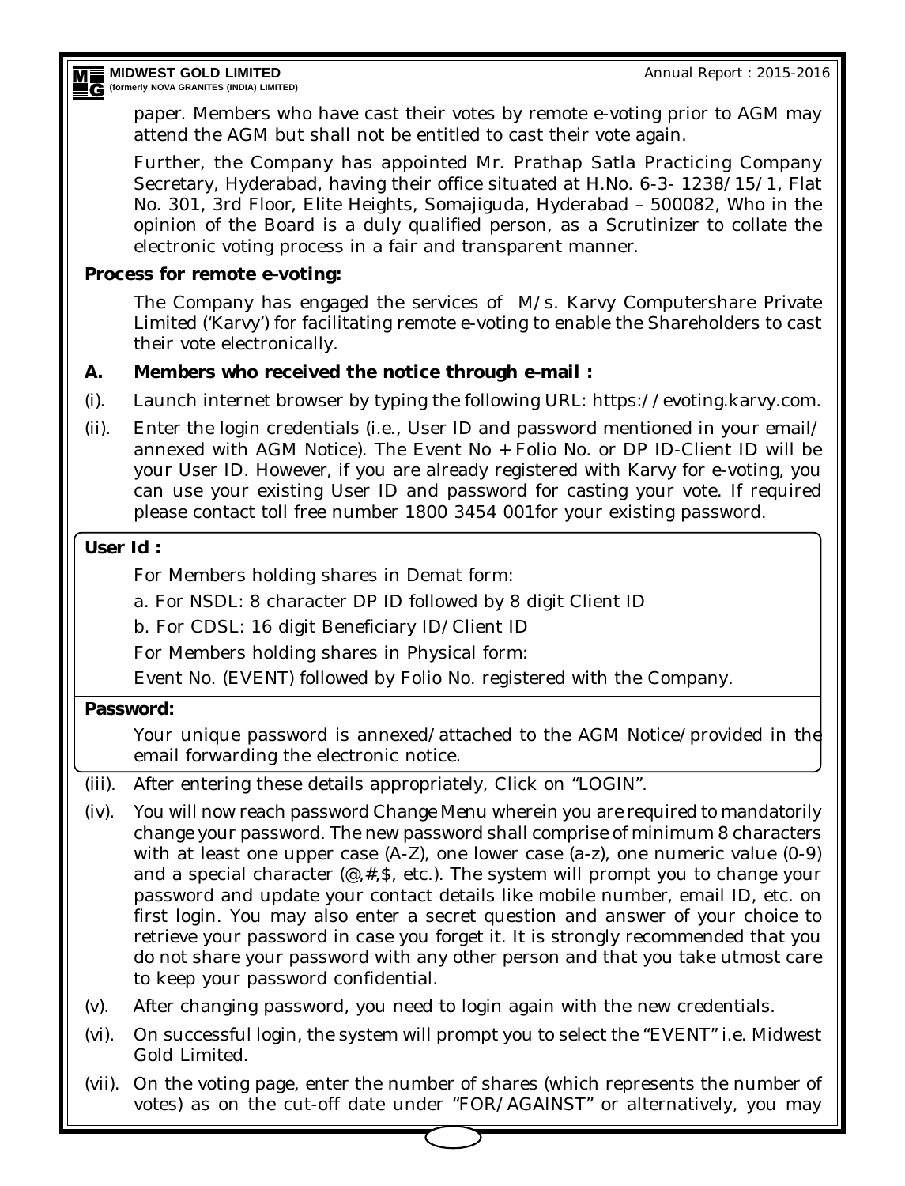paper. Members who have cast their votes by remote e-voting prior to AGM may attend the AGM but shall not be entitled to cast their vote again.

Further, the Company has appointed Mr. Prathap Satla Practicing Company Secretary, Hyderabad, having their office situated at H.No. 6-3- 1238/15/1, Flat No. 301, 3rd Floor, Elite Heights, Somajiguda, Hyderabad – 500082, Who in the opinion of the Board is a duly qualified person, as a Scrutinizer to collate the electronic voting process in a fair and transparent manner.

**Process for remote e-voting:**

The Company has engaged the services of M/s. Karvy Computershare Private Limited ('Karvy') for facilitating remote e-voting to enable the Shareholders to cast their vote electronically.

**A. Members who received the notice through e-mail :**

(i). Launch internet browser by typing the following URL: https://evoting.karvy.com.

(ii). Enter the login credentials (i.e., User ID and password mentioned in your email/ annexed with AGM Notice). The Event No + Folio No. or DP ID-Client ID will be your User ID. However, if you are already registered with Karvy for e-voting, you can use your existing User ID and password for casting your vote. If required please contact toll free number 1800 3454 001for your existing password.

| | |
|---|---|
| **User Id :** | For Members holding shares in Demat form:<br>a. For NSDL: 8 character DP ID followed by 8 digit Client ID<br>b. For CDSL: 16 digit Beneficiary ID/Client ID<br>For Members holding shares in Physical form:<br>Event No. (EVENT) followed by Folio No. registered with the Company. |
| **Password:** | Your unique password is annexed/attached to the AGM Notice/provided in the email forwarding the electronic notice. |

(iii). After entering these details appropriately, Click on "LOGIN".

(iv). You will now reach password Change Menu wherein you are required to mandatorily change your password. The new password shall comprise of minimum 8 characters with at least one upper case (A-Z), one lower case (a-z), one numeric value (0-9) and a special character (@,#,$, etc.). The system will prompt you to change your password and update your contact details like mobile number, email ID, etc. on first login. You may also enter a secret question and answer of your choice to retrieve your password in case you forget it. It is strongly recommended that you do not share your password with any other person and that you take utmost care to keep your password confidential.

(v). After changing password, you need to login again with the new credentials.

(vi). On successful login, the system will prompt you to select the "EVENT" i.e. Midwest Gold Limited.

(vii). On the voting page, enter the number of shares (which represents the number of votes) as on the cut-off date under "FOR/AGAINST" or alternatively, you may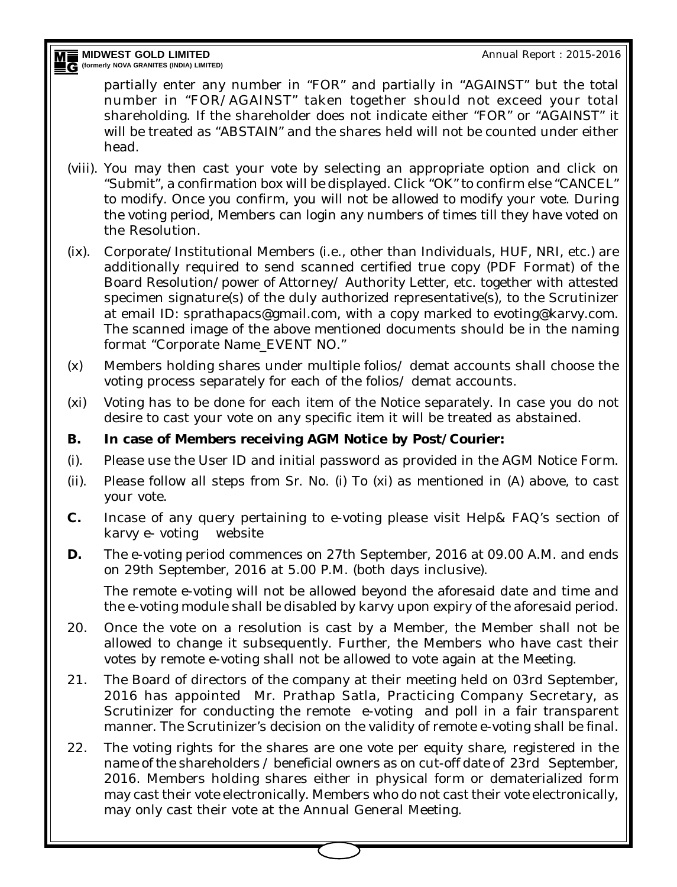partially enter any number in "FOR" and partially in "AGAINST" but the total number in "FOR/AGAINST" taken together should not exceed your total shareholding. If the shareholder does not indicate either "FOR" or "AGAINST" it will be treated as "ABSTAIN" and the shares held will not be counted under either head.

(viii). You may then cast your vote by selecting an appropriate option and click on "Submit", a confirmation box will be displayed. Click "OK" to confirm else "CANCEL" to modify. Once you confirm, you will not be allowed to modify your vote. During the voting period, Members can login any numbers of times till they have voted on the Resolution.

(ix). Corporate/Institutional Members (i.e., other than Individuals, HUF, NRI, etc.) are additionally required to send scanned certified true copy (PDF Format) of the Board Resolution/power of Attorney/ Authority Letter, etc. together with attested specimen signature(s) of the duly authorized representative(s), to the Scrutinizer at email ID: sprathapacs@gmail.com, with a copy marked to evoting@karvy.com. The scanned image of the above mentioned documents should be in the naming format "Corporate Name_EVENT NO."

(x) Members holding shares under multiple folios/ demat accounts shall choose the voting process separately for each of the folios/ demat accounts.

(xi) Voting has to be done for each item of the Notice separately. In case you do not desire to cast your vote on any specific item it will be treated as abstained.

**B. In case of Members receiving AGM Notice by Post/Courier:**

(i). Please use the User ID and initial password as provided in the AGM Notice Form.

(ii). Please follow all steps from Sr. No. (i) To (xi) as mentioned in (A) above, to cast your vote.

**C.** Incase of any query pertaining to e-voting please visit Help& FAQ's section of karvy e- voting website

**D.** The e-voting period commences on 27th September, 2016 at 09.00 A.M. and ends on 29th September, 2016 at 5.00 P.M. (both days inclusive).

The remote e-voting will not be allowed beyond the aforesaid date and time and the e-voting module shall be disabled by karvy upon expiry of the aforesaid period.

20. Once the vote on a resolution is cast by a Member, the Member shall not be allowed to change it subsequently. Further, the Members who have cast their votes by remote e-voting shall not be allowed to vote again at the Meeting.

21. The Board of directors of the company at their meeting held on 03rd September, 2016 has appointed Mr. Prathap Satla, Practicing Company Secretary, as Scrutinizer for conducting the remote e-voting and poll in a fair transparent manner. The Scrutinizer's decision on the validity of remote e-voting shall be final.

22. The voting rights for the shares are one vote per equity share, registered in the name of the shareholders / beneficial owners as on cut-off date of 23rd September, 2016. Members holding shares either in physical form or dematerialized form may cast their vote electronically. Members who do not cast their vote electronically, may only cast their vote at the Annual General Meeting.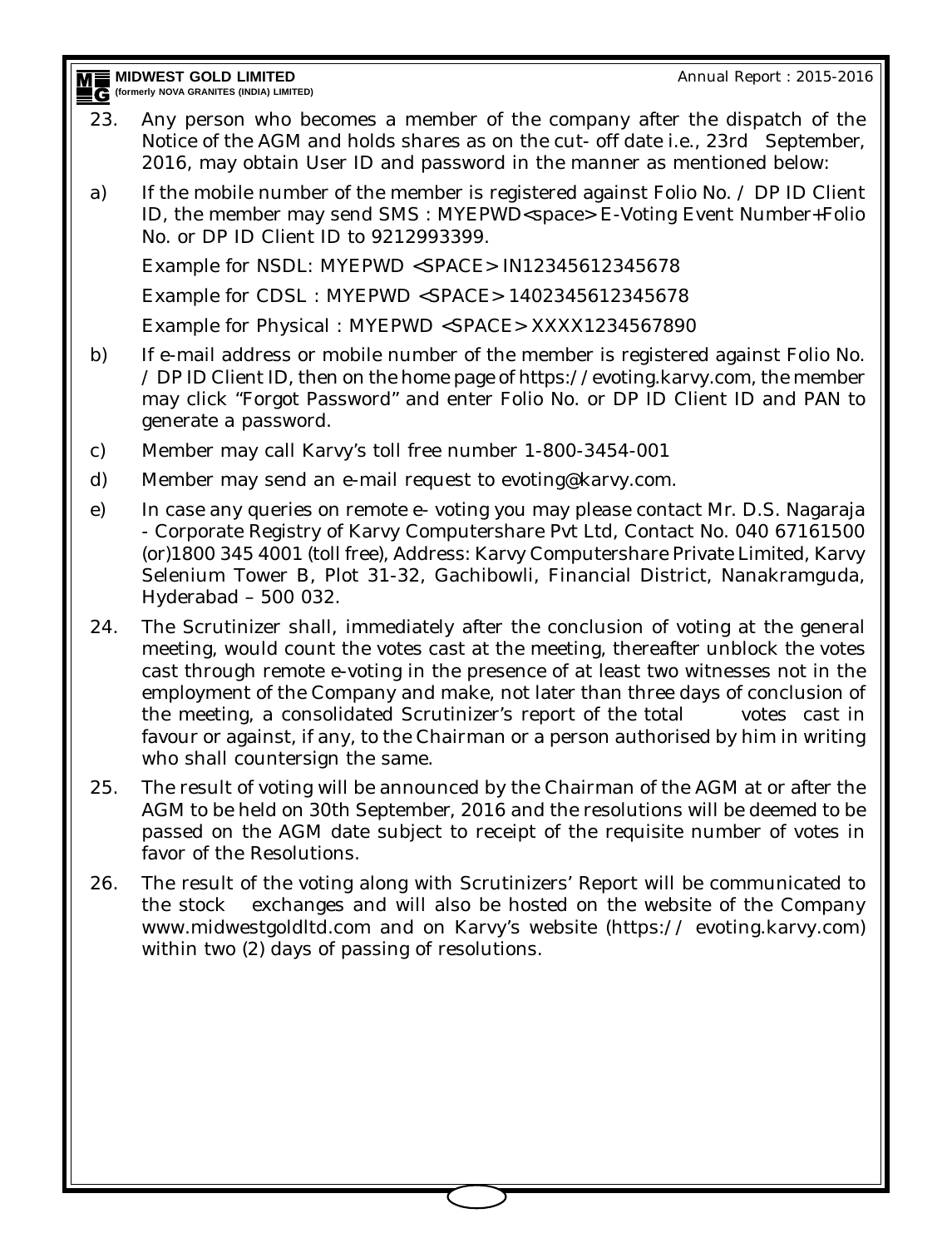23. Any person who becomes a member of the company after the dispatch of the Notice of the AGM and holds shares as on the cut- off date i.e., 23rd September, 2016, may obtain User ID and password in the manner as mentioned below:

a) If the mobile number of the member is registered against Folio No. / DP ID Client ID, the member may send SMS : MYEPWD<space> E-Voting Event Number+Folio No. or DP ID Client ID to 9212993399.

   Example for NSDL: MYEPWD <SPACE> IN12345612345678

   Example for CDSL : MYEPWD <SPACE> 1402345612345678

   Example for Physical : MYEPWD <SPACE> XXXX1234567890

b) If e-mail address or mobile number of the member is registered against Folio No. / DP ID Client ID, then on the home page of https://evoting.karvy.com, the member may click "Forgot Password" and enter Folio No. or DP ID Client ID and PAN to generate a password.

c) Member may call Karvy's toll free number 1-800-3454-001

d) Member may send an e-mail request to evoting@karvy.com.

e) In case any queries on remote e- voting you may please contact Mr. D.S. Nagaraja - Corporate Registry of Karvy Computershare Pvt Ltd, Contact No. 040 67161500 (or)1800 345 4001 (toll free), Address: Karvy Computershare Private Limited, Karvy Selenium Tower B, Plot 31-32, Gachibowli, Financial District, Nanakramguda, Hyderabad – 500 032.

24. The Scrutinizer shall, immediately after the conclusion of voting at the general meeting, would count the votes cast at the meeting, thereafter unblock the votes cast through remote e-voting in the presence of at least two witnesses not in the employment of the Company and make, not later than three days of conclusion of the meeting, a consolidated Scrutinizer's report of the total votes cast in favour or against, if any, to the Chairman or a person authorised by him in writing who shall countersign the same.

25. The result of voting will be announced by the Chairman of the AGM at or after the AGM to be held on 30th September, 2016 and the resolutions will be deemed to be passed on the AGM date subject to receipt of the requisite number of votes in favor of the Resolutions.

26. The result of the voting along with Scrutinizers' Report will be communicated to the stock exchanges and will also be hosted on the website of the Company www.midwestgoldltd.com and on Karvy's website (https:// evoting.karvy.com) within two (2) days of passing of resolutions.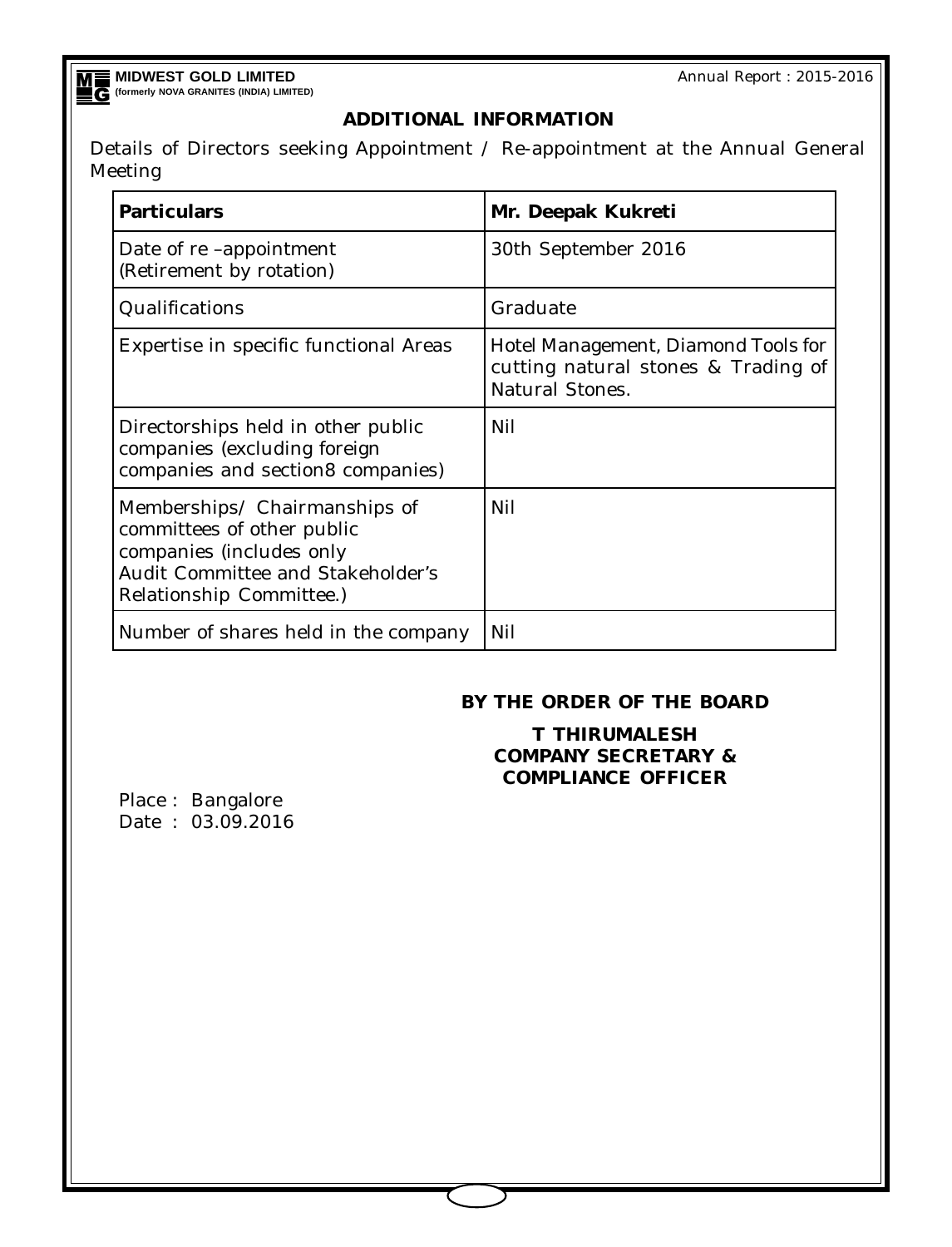## ADDITIONAL INFORMATION

Details of Directors seeking Appointment / Re-appointment at the Annual General Meeting

| Particulars | Mr. Deepak Kukreti |
|---|---|
| Date of re –appointment (Retirement by rotation) | 30th September 2016 |
| Qualifications | Graduate |
| Expertise in specific functional Areas | Hotel Management, Diamond Tools for cutting natural stones & Trading of Natural Stones. |
| Directorships held in other public companies (excluding foreign companies and section8 companies) | Nil |
| Memberships/ Chairmanships of committees of other public companies (includes only Audit Committee and Stakeholder's Relationship Committee.) | Nil |
| Number of shares held in the company | Nil |

**BY THE ORDER OF THE BOARD**

**T THIRUMALESH**
**COMPANY SECRETARY &**
**COMPLIANCE OFFICER**

Place : Bangalore
Date : 03.09.2016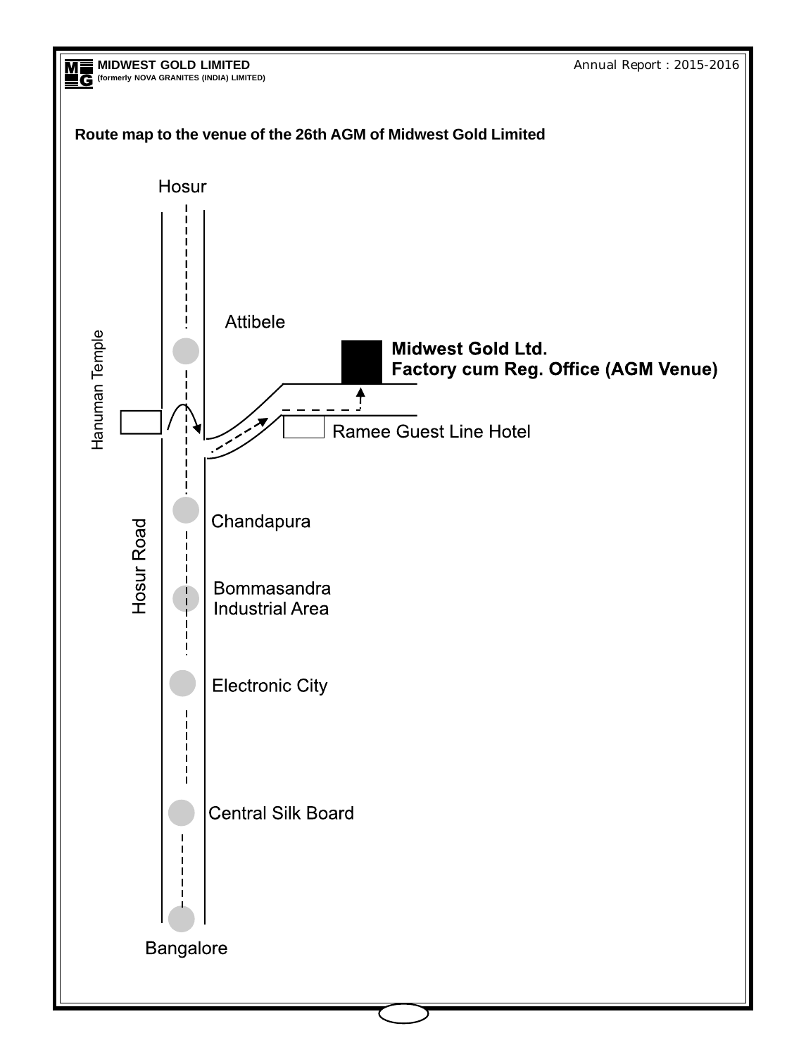**Route map to the venue of the 26th AGM of Midwest Gold Limited**

Hosur

Attibele

**Midwest Gold Ltd.**
**Factory cum Reg. Office (AGM Venue)**

Hanuman Temple

Ramee Guest Line Hotel

Chandapura

Hosur Road

Bommasandra
Industrial Area

Electronic City

Central Silk Board

Bangalore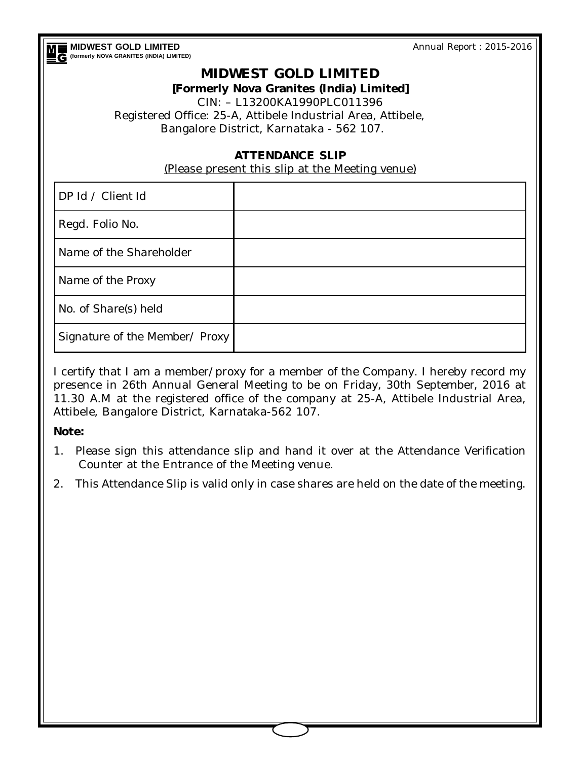# MIDWEST GOLD LIMITED

**[Formerly Nova Granites (India) Limited]**

CIN: – L13200KA1990PLC011396

Registered Office: 25-A, Attibele Industrial Area, Attibele, Bangalore District, Karnataka - 562 107.

## ATTENDANCE SLIP

(Please present this slip at the Meeting venue)

| | |
|---|---|
| DP Id / Client Id | |
| Regd. Folio No. | |
| Name of the Shareholder | |
| Name of the Proxy | |
| No. of Share(s) held | |
| Signature of the Member/ Proxy | |

I certify that I am a member/proxy for a member of the Company. I hereby record my presence in 26th Annual General Meeting to be on Friday, 30th September, 2016 at 11.30 A.M at the registered office of the company at 25-A, Attibele Industrial Area, Attibele, Bangalore District, Karnataka-562 107.

**Note:**

1. Please sign this attendance slip and hand it over at the Attendance Verification Counter at the Entrance of the Meeting venue.
2. This Attendance Slip is valid only in case shares are held on the date of the meeting.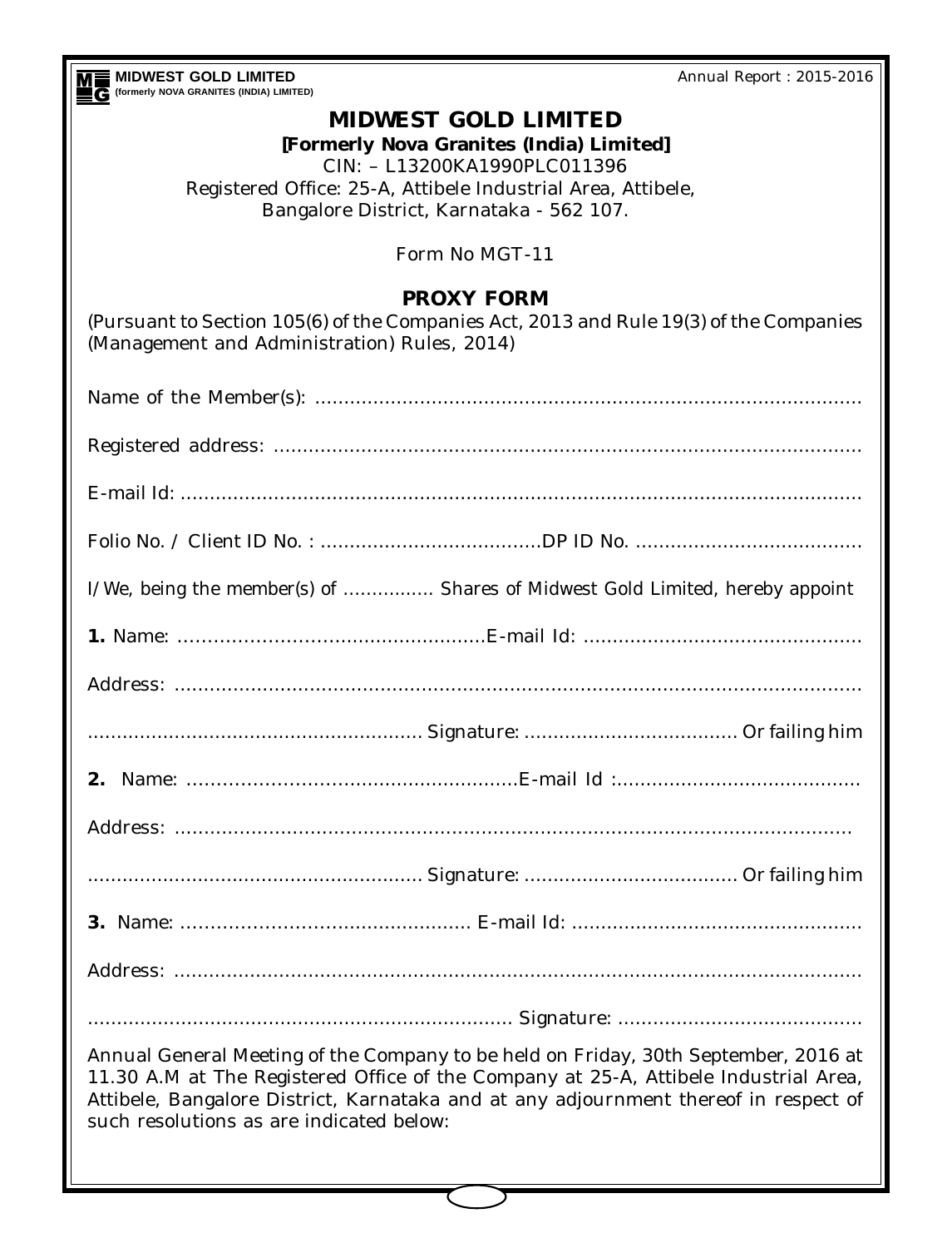# MIDWEST GOLD LIMITED

**[Formerly Nova Granites (India) Limited]**

CIN: – L13200KA1990PLC011396

Registered Office: 25-A, Attibele Industrial Area, Attibele, Bangalore District, Karnataka - 562 107.

Form No MGT-11

## PROXY FORM

(Pursuant to Section 105(6) of the Companies Act, 2013 and Rule 19(3) of the Companies (Management and Administration) Rules, 2014)

Name of the Member(s): ..........................................................................................

Registered address: ..................................................................................................

E-mail Id: .................................................................................................................

Folio No. / Client ID No. : .....................................DP ID No. ......................................

I/We, being the member(s) of ................ Shares of Midwest Gold Limited, hereby appoint

**1.** Name: ....................................................E-mail Id: ..............................................

Address: ...................................................................................................................

........................................................ Signature: .................................... Or failing him

**2.** Name: .......................................................E-mail Id :.........................................

Address: ..................................................................................................................

........................................................ Signature: .................................... Or failing him

**3.** Name: ................................................ E-mail Id: ................................................

Address: ...................................................................................................................

...................................................................... Signature: .........................................

Annual General Meeting of the Company to be held on Friday, 30th September, 2016 at 11.30 A.M at The Registered Office of the Company at 25-A, Attibele Industrial Area, Attibele, Bangalore District, Karnataka and at any adjournment thereof in respect of such resolutions as are indicated below: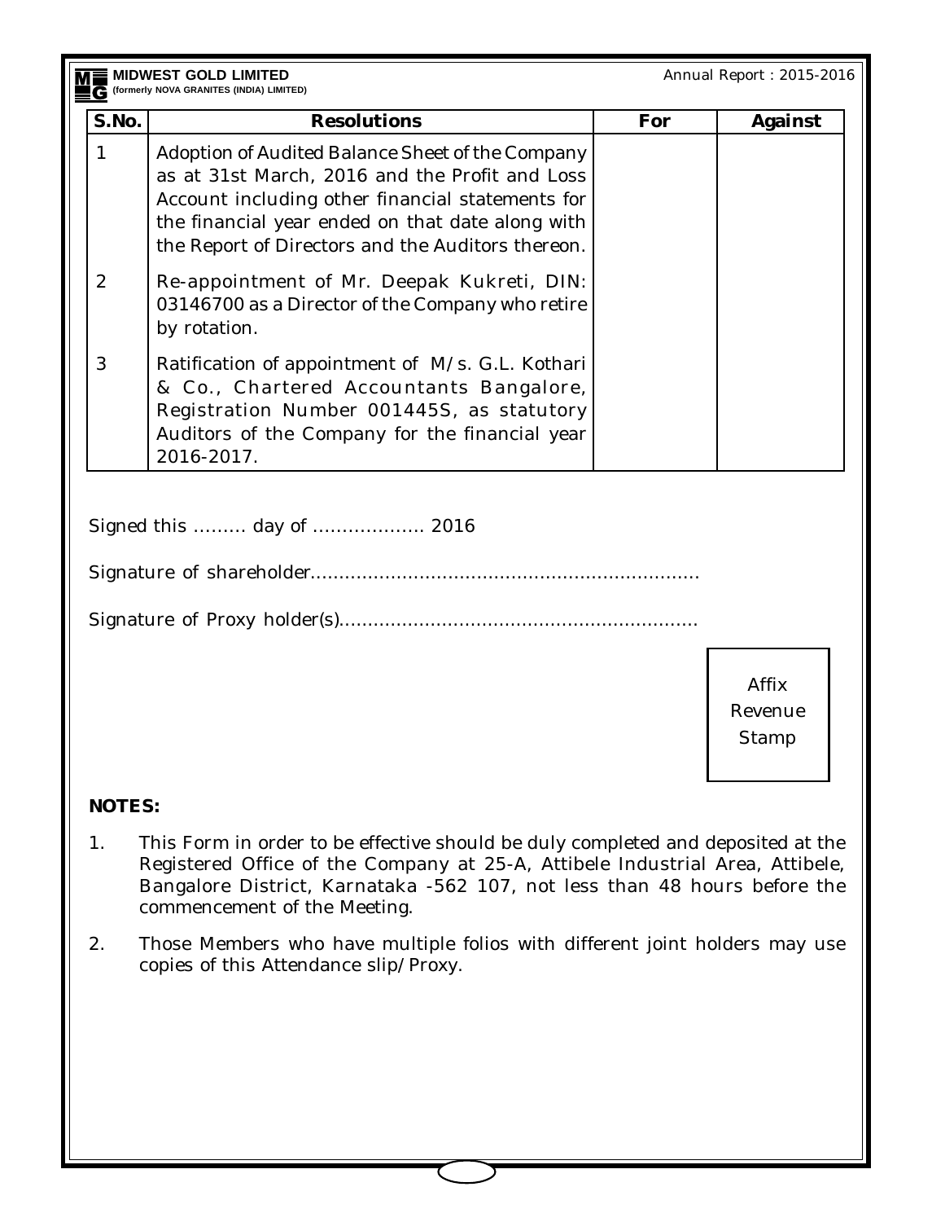| S.No. | Resolutions | For | Against |
|---|---|---|---|
| 1 | Adoption of Audited Balance Sheet of the Company as at 31st March, 2016 and the Profit and Loss Account including other financial statements for the financial year ended on that date along with the Report of Directors and the Auditors thereon. | | |
| 2 | Re-appointment of Mr. Deepak Kukreti, DIN: 03146700 as a Director of the Company who retire by rotation. | | |
| 3 | Ratification of appointment of M/s. G.L. Kothari & Co., Chartered Accountants Bangalore, Registration Number 001445S, as statutory Auditors of the Company for the financial year 2016-2017. | | |

Signed this ......... day of .................. 2016

Signature of shareholder...................................................................

Signature of Proxy holder(s)...............................................................

Affix
Revenue
Stamp

**NOTES:**

1. This Form in order to be effective should be duly completed and deposited at the Registered Office of the Company at 25-A, Attibele Industrial Area, Attibele, Bangalore District, Karnataka -562 107, not less than 48 hours before the commencement of the Meeting.
2. Those Members who have multiple folios with different joint holders may use copies of this Attendance slip/Proxy.